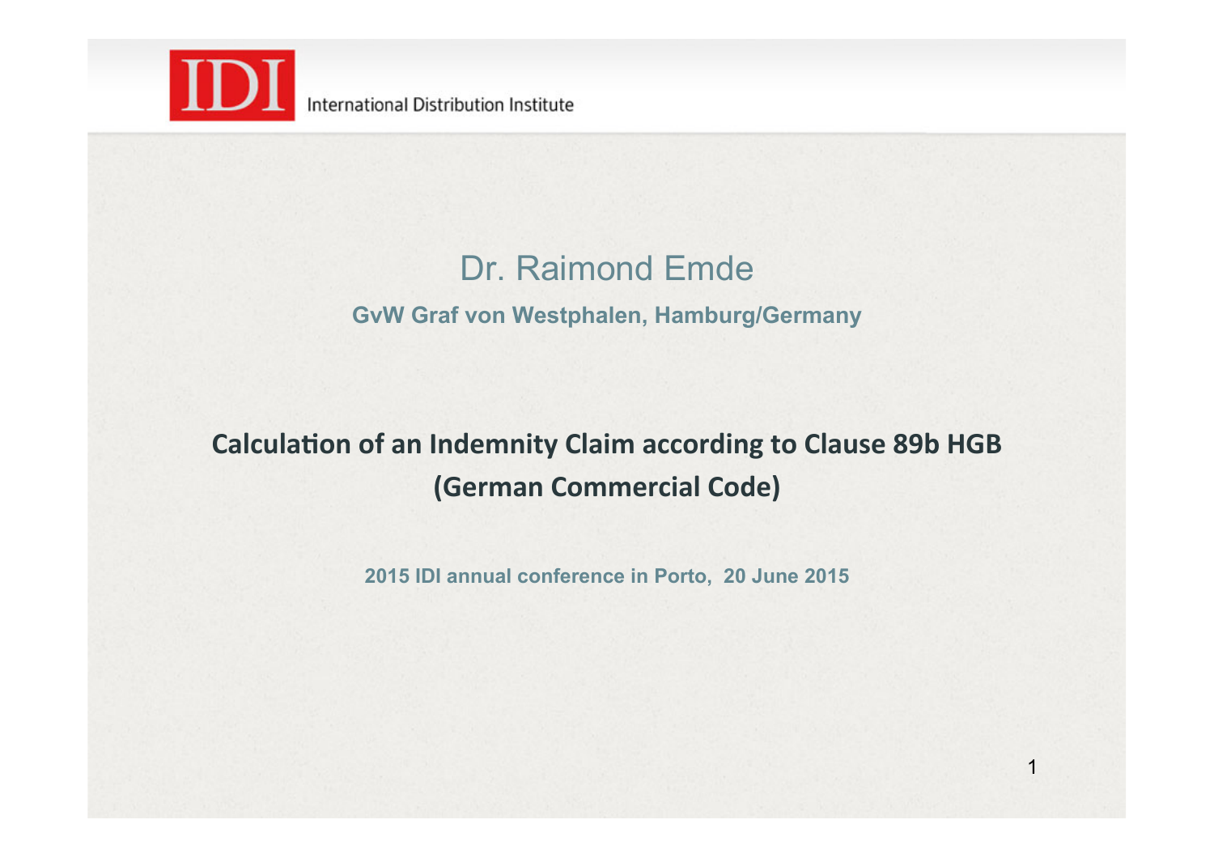IDI International Distribution Institute

Dr. Raimond Emde

**GvW Graf von Westphalen, Hamburg/Germany**

# Calculation of an Indemnity Claim according to Clause 89b HGB (German Commercial Code)

**2015 IDI annual conference in Porto, 20 June 2015**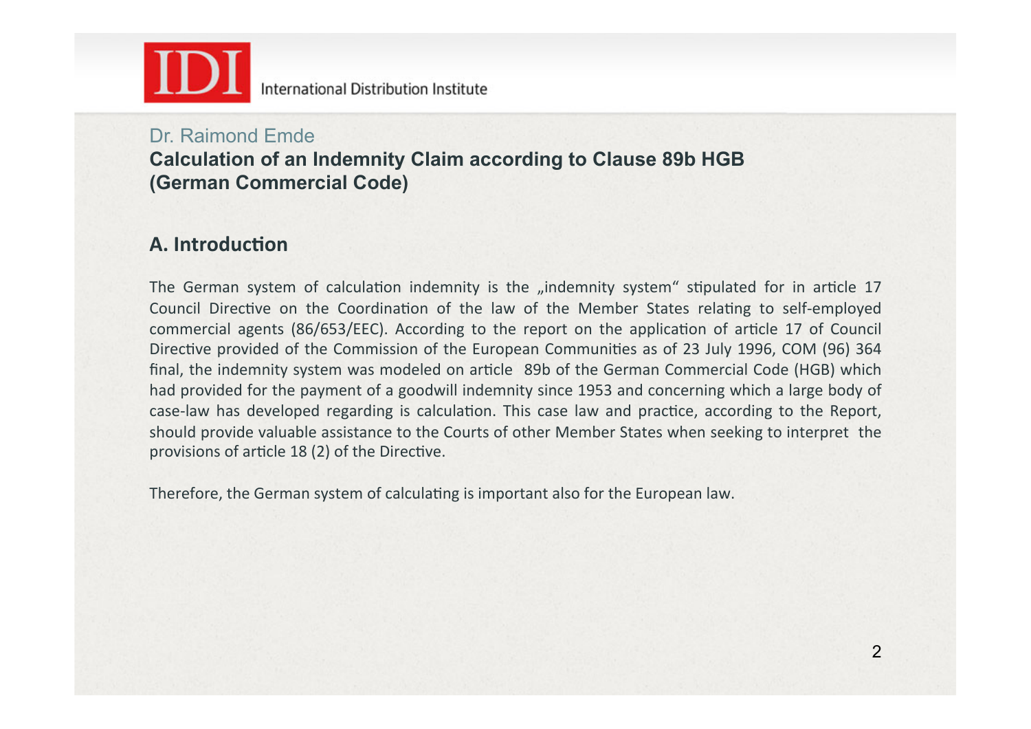Dr. Raimond Emde

**Calculation of an Indemnity Claim according to Clause 89b HGB (German Commercial Code)**

## A. Introduction

The German system of calculation indemnity is the „indemnity system“ stipulated for in article 17 Council Directive on the Coordination of the law of the Member States relating to self-employed commercial agents (86/653/EEC). According to the report on the application of article 17 of Council Directive provided of the Commission of the European Communities as of 23 July 1996, COM (96) 364 final, the indemnity system was modeled on article 89b of the German Commercial Code (HGB) which had provided for the payment of a goodwill indemnity since 1953 and concerning which a large body of case-law has developed regarding is calculation. This case law and practice, according to the Report, should provide valuable assistance to the Courts of other Member States when seeking to interpret the provisions of article 18 (2) of the Directive.

Therefore, the German system of calculating is important also for the European law.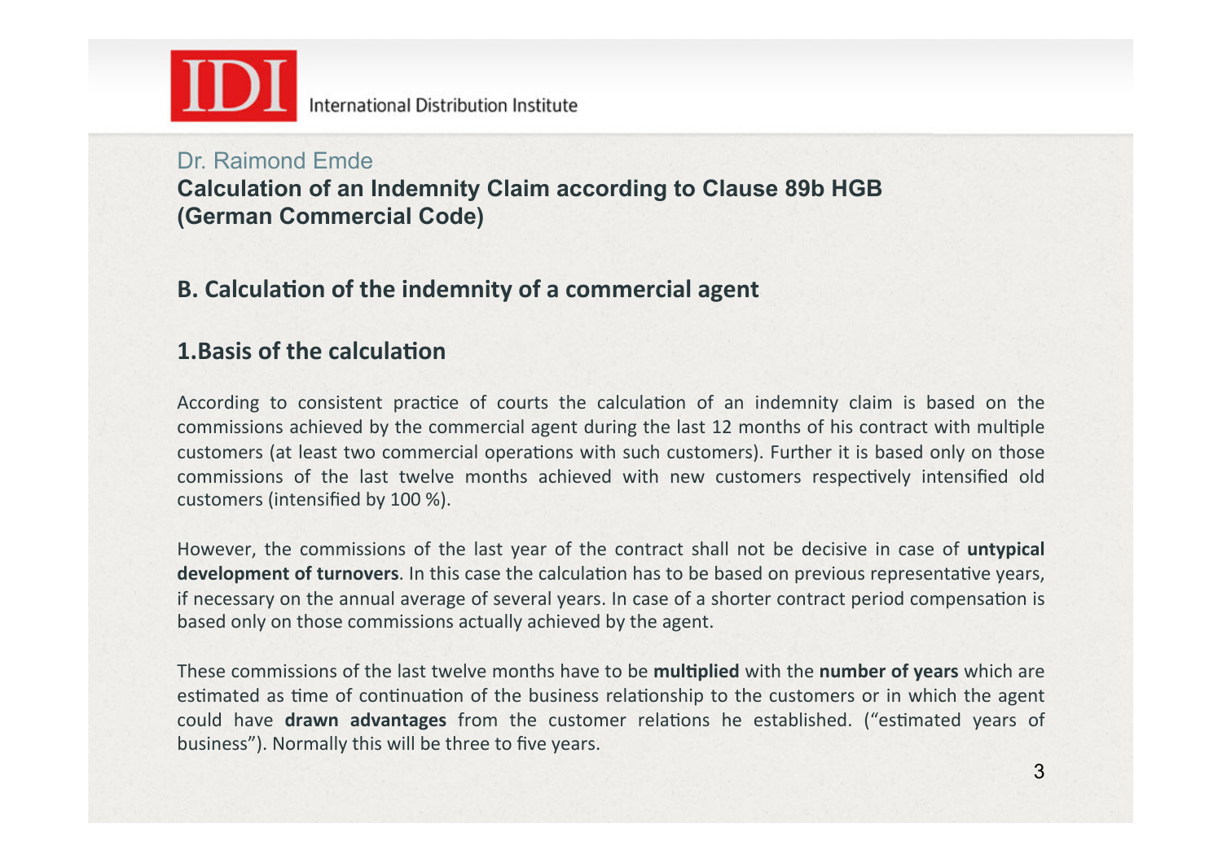Dr. Raimond Emde

**Calculation of an Indemnity Claim according to Clause 89b HGB (German Commercial Code)**

## B. Calculation of the indemnity of a commercial agent

### 1.Basis of the calculation

According to consistent practice of courts the calculation of an indemnity claim is based on the commissions achieved by the commercial agent during the last 12 months of his contract with multiple customers (at least two commercial operations with such customers). Further it is based only on those commissions of the last twelve months achieved with new customers respectively intensified old customers (intensified by 100 %).

However, the commissions of the last year of the contract shall not be decisive in case of **untypical development of turnovers**. In this case the calculation has to be based on previous representative years, if necessary on the annual average of several years. In case of a shorter contract period compensation is based only on those commissions actually achieved by the agent.

These commissions of the last twelve months have to be **multiplied** with the **number of years** which are estimated as time of continuation of the business relationship to the customers or in which the agent could have **drawn advantages** from the customer relations he established. ("estimated years of business"). Normally this will be three to five years.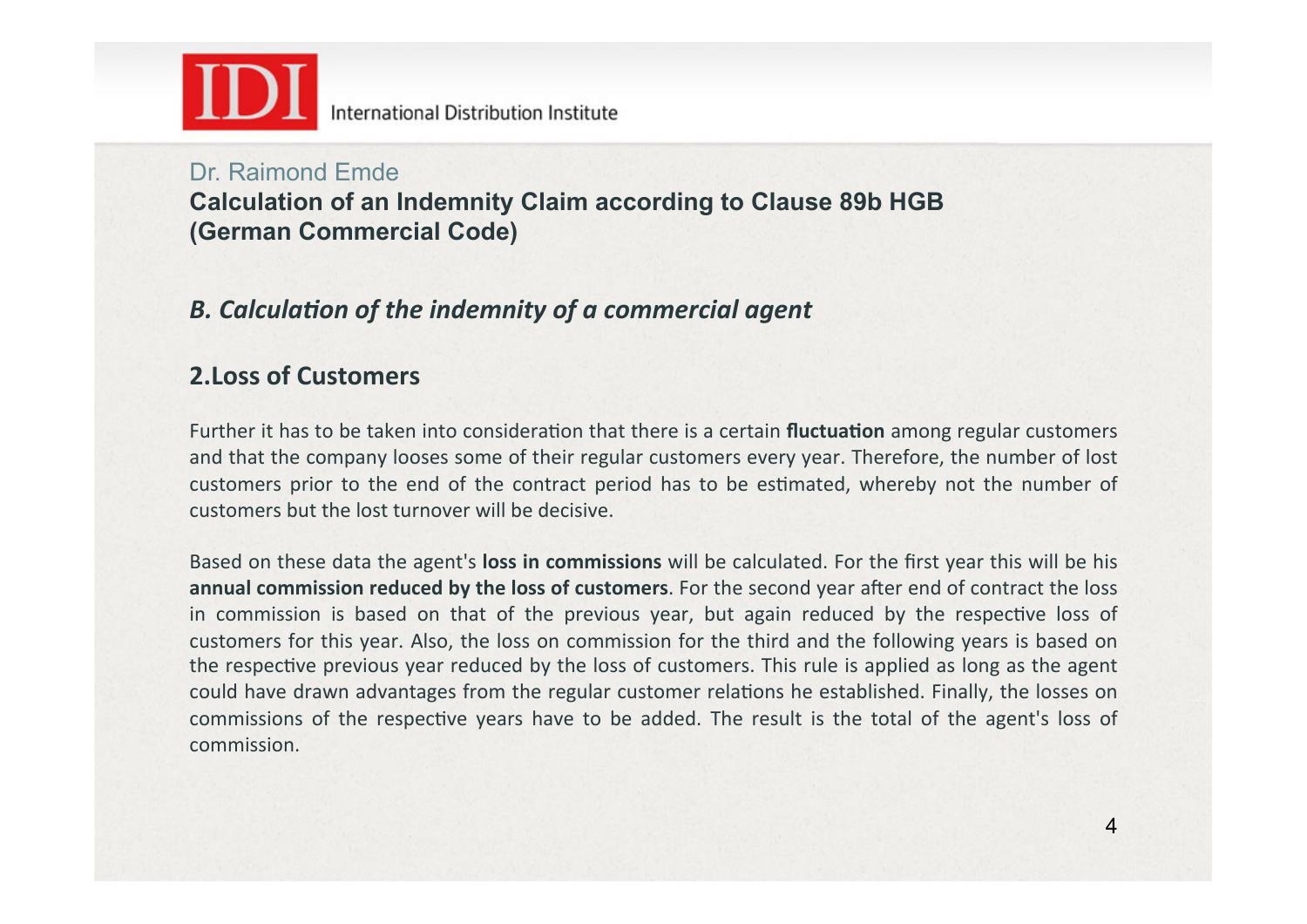Dr. Raimond Emde

**Calculation of an Indemnity Claim according to Clause 89b HGB (German Commercial Code)**

## *B. Calculation of the indemnity of a commercial agent*

### 2.Loss of Customers

Further it has to be taken into consideration that there is a certain **fluctuation** among regular customers and that the company looses some of their regular customers every year. Therefore, the number of lost customers prior to the end of the contract period has to be estimated, whereby not the number of customers but the lost turnover will be decisive.

Based on these data the agent's **loss in commissions** will be calculated. For the first year this will be his **annual commission reduced by the loss of customers**. For the second year after end of contract the loss in commission is based on that of the previous year, but again reduced by the respective loss of customers for this year. Also, the loss on commission for the third and the following years is based on the respective previous year reduced by the loss of customers. This rule is applied as long as the agent could have drawn advantages from the regular customer relations he established. Finally, the losses on commissions of the respective years have to be added. The result is the total of the agent's loss of commission.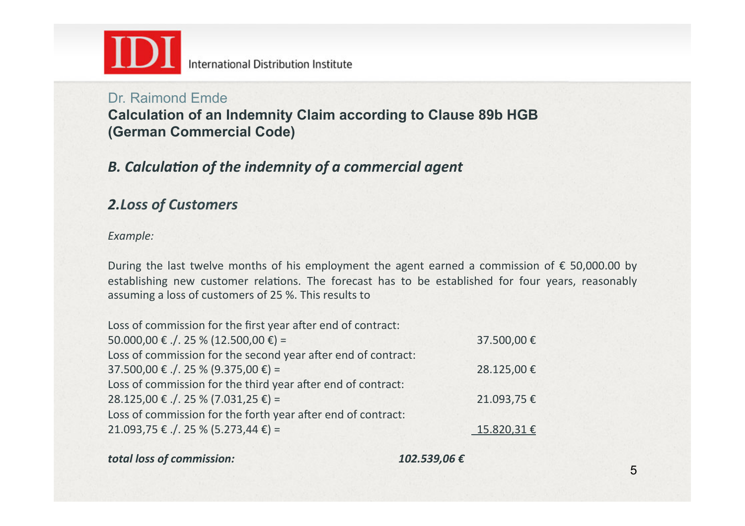Dr. Raimond Emde

**Calculation of an Indemnity Claim according to Clause 89b HGB (German Commercial Code)**

## *B. Calculation of the indemnity of a commercial agent*

### *2.Loss of Customers*

*Example:*

During the last twelve months of his employment the agent earned a commission of € 50,000.00 by establishing new customer relations. The forecast has to be established for four years, reasonably assuming a loss of customers of 25 %. This results to

Loss of commission for the first year after end of contract:
50.000,00 € ./. 25 % (12.500,00 €) = 37.500,00 €

Loss of commission for the second year after end of contract:
37.500,00 € ./. 25 % (9.375,00 €) = 28.125,00 €

Loss of commission for the third year after end of contract:
28.125,00 € ./. 25 % (7.031,25 €) = 21.093,75 €

Loss of commission for the forth year after end of contract:
21.093,75 € ./. 25 % (5.273,44 €) = 15.820,31 €

***total loss of commission:*** ***102.539,06 €***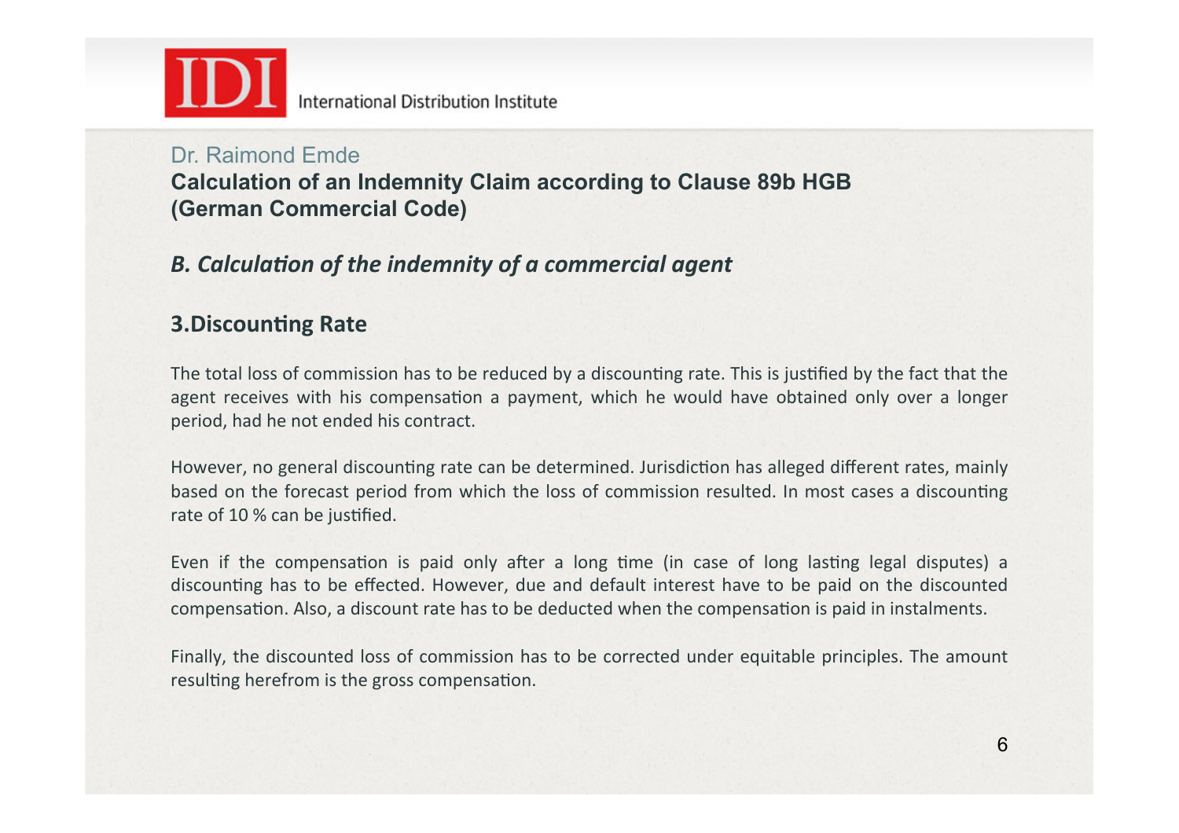Dr. Raimond Emde

**Calculation of an Indemnity Claim according to Clause 89b HGB (German Commercial Code)**

## *B. Calculation of the indemnity of a commercial agent*

### 3. Discounting Rate

The total loss of commission has to be reduced by a discounting rate. This is justified by the fact that the agent receives with his compensation a payment, which he would have obtained only over a longer period, had he not ended his contract.

However, no general discounting rate can be determined. Jurisdiction has alleged different rates, mainly based on the forecast period from which the loss of commission resulted. In most cases a discounting rate of 10 % can be justified.

Even if the compensation is paid only after a long time (in case of long lasting legal disputes) a discounting has to be effected. However, due and default interest have to be paid on the discounted compensation. Also, a discount rate has to be deducted when the compensation is paid in instalments.

Finally, the discounted loss of commission has to be corrected under equitable principles. The amount resulting herefrom is the gross compensation.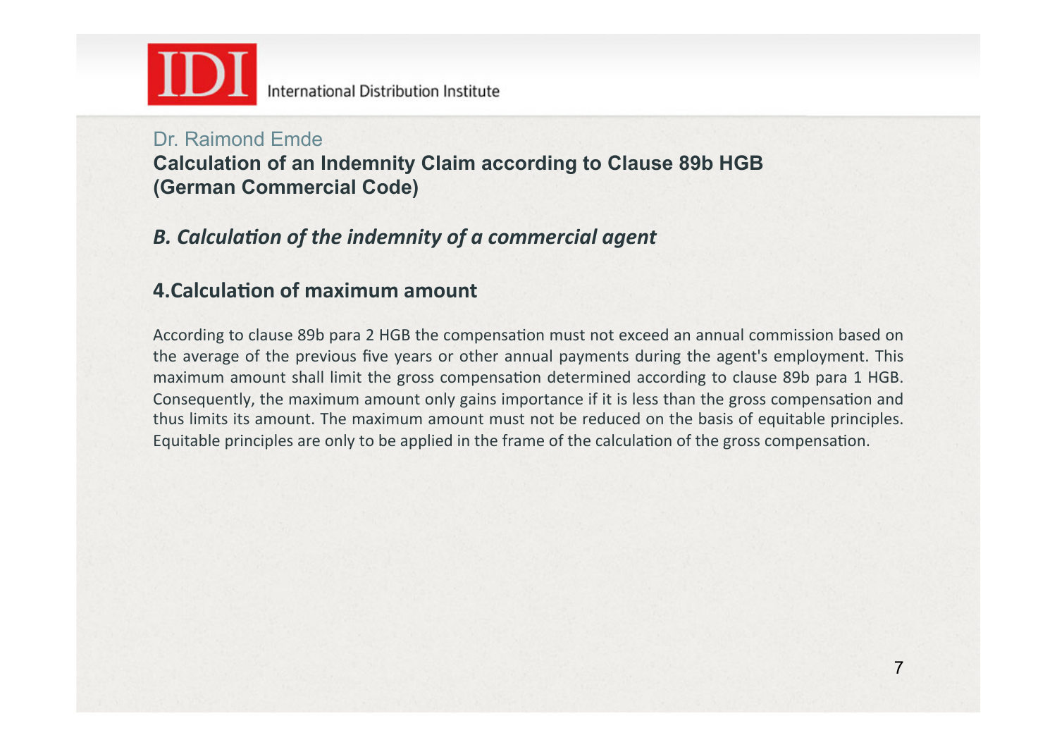Dr. Raimond Emde

**Calculation of an Indemnity Claim according to Clause 89b HGB (German Commercial Code)**

## *B. Calculation of the indemnity of a commercial agent*

### 4.Calculation of maximum amount

According to clause 89b para 2 HGB the compensation must not exceed an annual commission based on the average of the previous five years or other annual payments during the agent's employment. This maximum amount shall limit the gross compensation determined according to clause 89b para 1 HGB. Consequently, the maximum amount only gains importance if it is less than the gross compensation and thus limits its amount. The maximum amount must not be reduced on the basis of equitable principles. Equitable principles are only to be applied in the frame of the calculation of the gross compensation.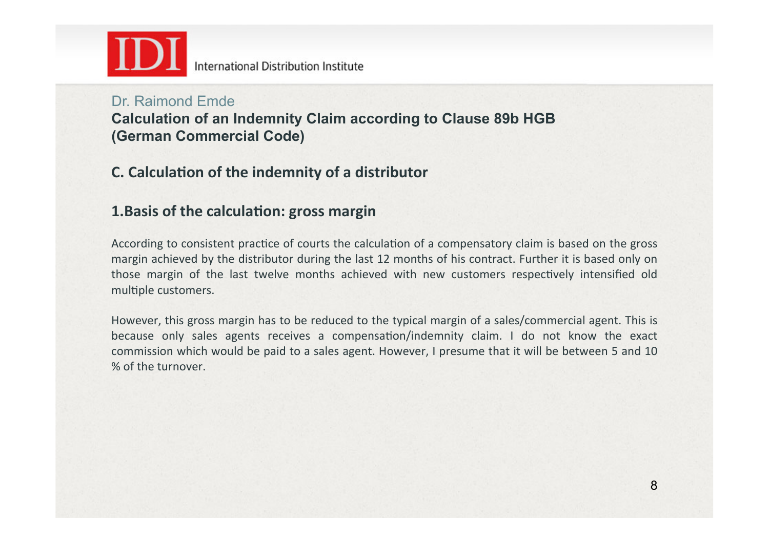Dr. Raimond Emde

**Calculation of an Indemnity Claim according to Clause 89b HGB (German Commercial Code)**

## C. Calculation of the indemnity of a distributor

### 1.Basis of the calculation: gross margin

According to consistent practice of courts the calculation of a compensatory claim is based on the gross margin achieved by the distributor during the last 12 months of his contract. Further it is based only on those margin of the last twelve months achieved with new customers respectively intensified old multiple customers.

However, this gross margin has to be reduced to the typical margin of a sales/commercial agent. This is because only sales agents receives a compensation/indemnity claim. I do not know the exact commission which would be paid to a sales agent. However, I presume that it will be between 5 and 10 % of the turnover.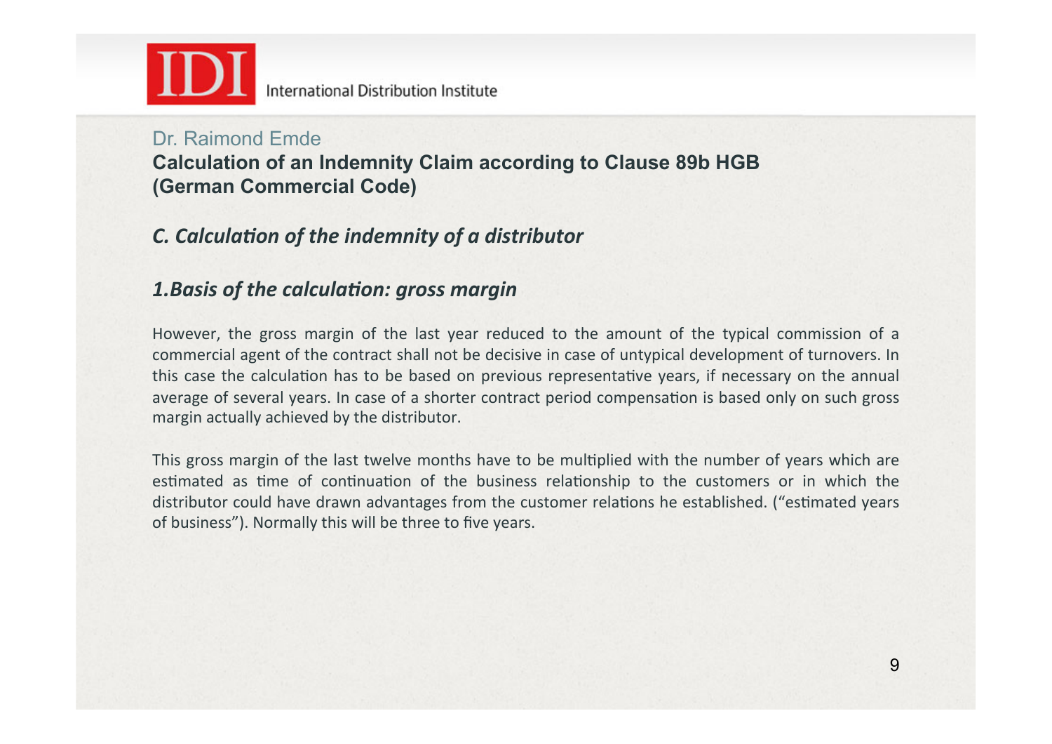Dr. Raimond Emde

**Calculation of an Indemnity Claim according to Clause 89b HGB (German Commercial Code)**

### *C. Calculation of the indemnity of a distributor*

#### *1.Basis of the calculation: gross margin*

However, the gross margin of the last year reduced to the amount of the typical commission of a commercial agent of the contract shall not be decisive in case of untypical development of turnovers. In this case the calculation has to be based on previous representative years, if necessary on the annual average of several years. In case of a shorter contract period compensation is based only on such gross margin actually achieved by the distributor.

This gross margin of the last twelve months have to be multiplied with the number of years which are estimated as time of continuation of the business relationship to the customers or in which the distributor could have drawn advantages from the customer relations he established. ("estimated years of business"). Normally this will be three to five years.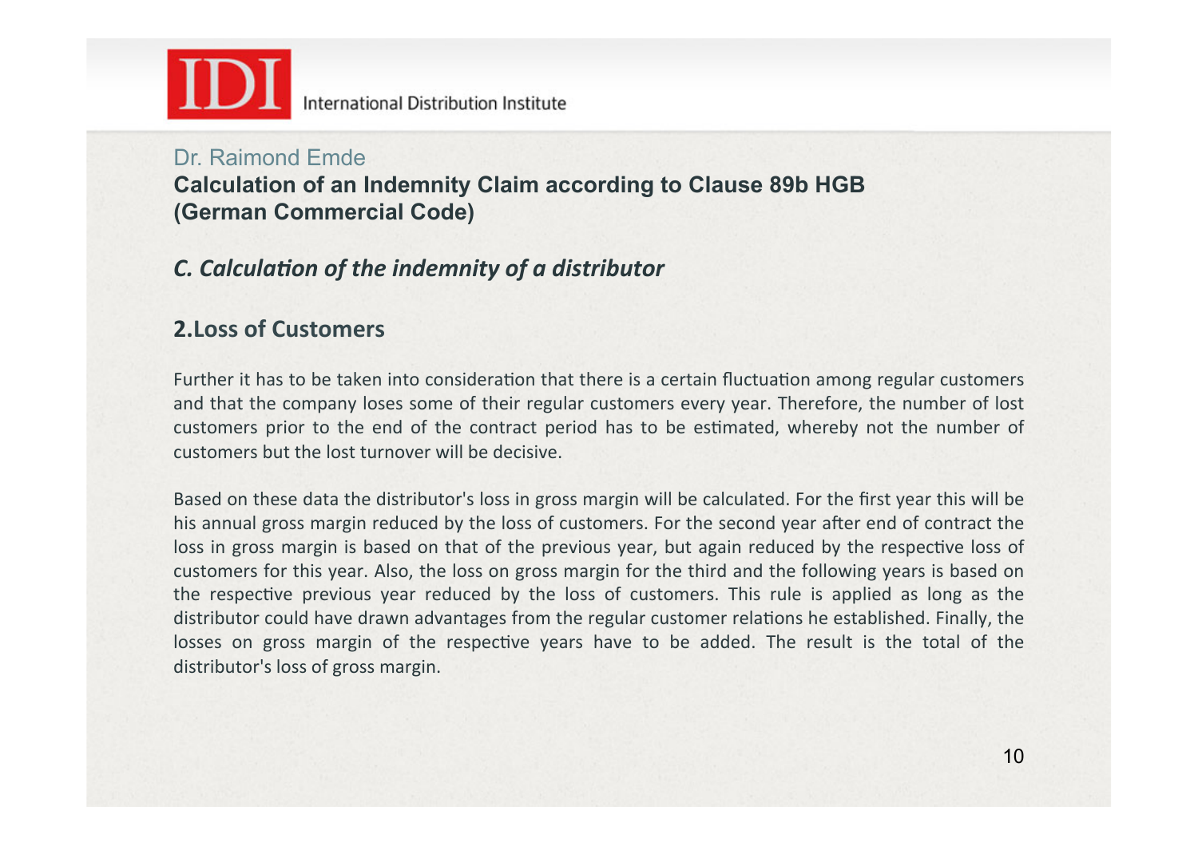Dr. Raimond Emde

**Calculation of an Indemnity Claim according to Clause 89b HGB (German Commercial Code)**

### *C. Calculation of the indemnity of a distributor*

#### 2.Loss of Customers

Further it has to be taken into consideration that there is a certain fluctuation among regular customers and that the company loses some of their regular customers every year. Therefore, the number of lost customers prior to the end of the contract period has to be estimated, whereby not the number of customers but the lost turnover will be decisive.

Based on these data the distributor's loss in gross margin will be calculated. For the first year this will be his annual gross margin reduced by the loss of customers. For the second year after end of contract the loss in gross margin is based on that of the previous year, but again reduced by the respective loss of customers for this year. Also, the loss on gross margin for the third and the following years is based on the respective previous year reduced by the loss of customers. This rule is applied as long as the distributor could have drawn advantages from the regular customer relations he established. Finally, the losses on gross margin of the respective years have to be added. The result is the total of the distributor's loss of gross margin.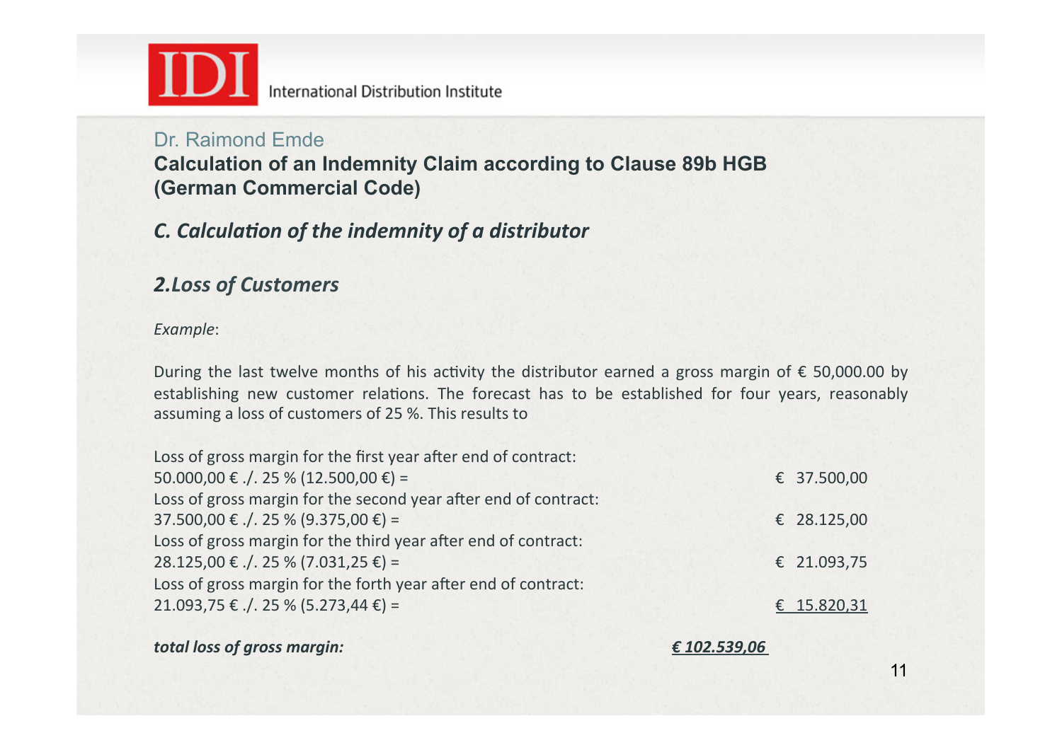Dr. Raimond Emde

**Calculation of an Indemnity Claim according to Clause 89b HGB (German Commercial Code)**

### *C. Calculation of the indemnity of a distributor*

### *2.Loss of Customers*

*Example*:

During the last twelve months of his activity the distributor earned a gross margin of € 50,000.00 by establishing new customer relations. The forecast has to be established for four years, reasonably assuming a loss of customers of 25 %. This results to

| | |
|---|---|
| Loss of gross margin for the first year after end of contract: | |
| 50.000,00 € ./. 25 % (12.500,00 €) = | € 37.500,00 |
| Loss of gross margin for the second year after end of contract: | |
| 37.500,00 € ./. 25 % (9.375,00 €) = | € 28.125,00 |
| Loss of gross margin for the third year after end of contract: | |
| 28.125,00 € ./. 25 % (7.031,25 €) = | € 21.093,75 |
| Loss of gross margin for the forth year after end of contract: | |
| 21.093,75 € ./. 25 % (5.273,44 €) = | € 15.820,31 |
| ***total loss of gross margin:*** | ***€ 102.539,06*** |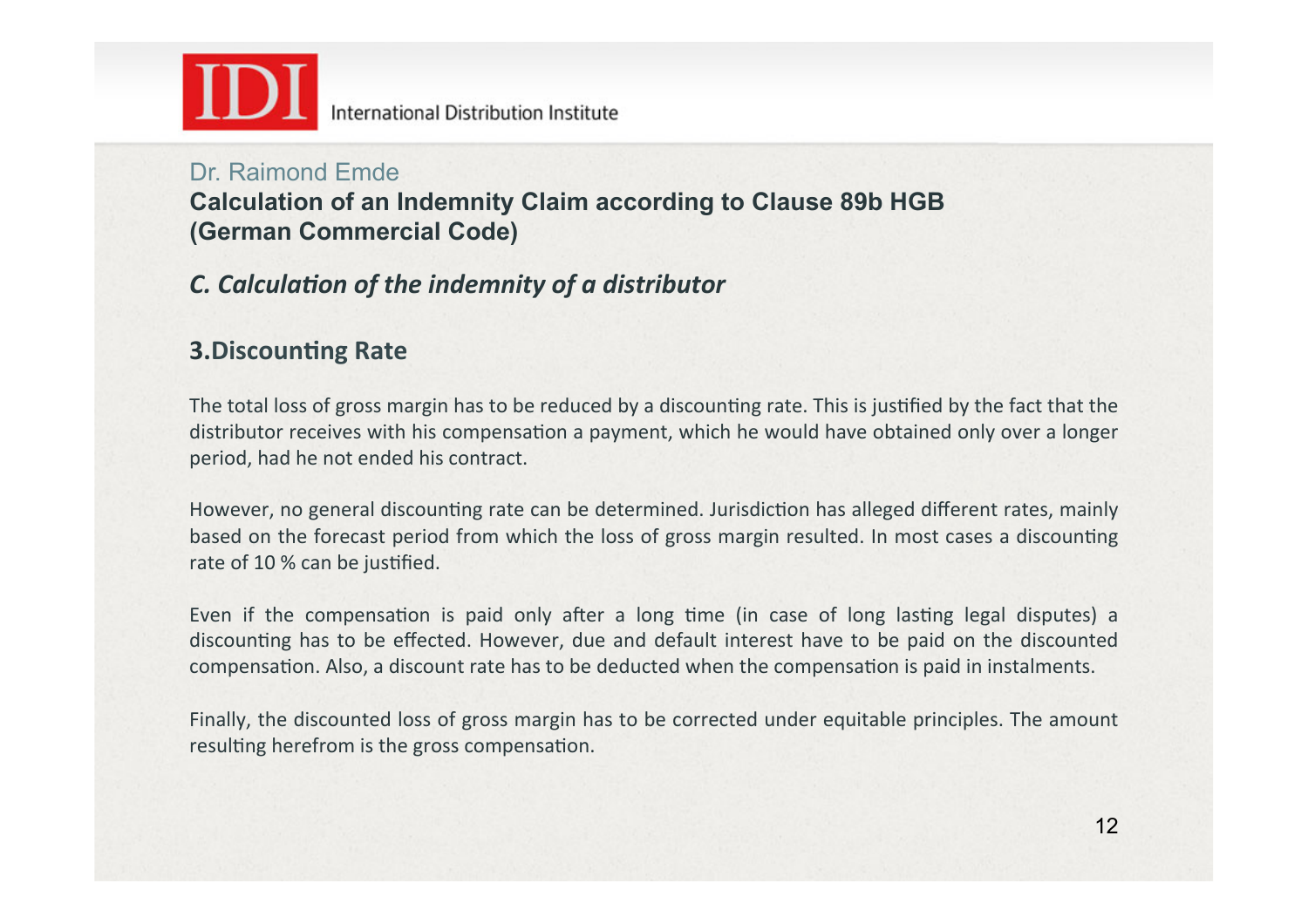Dr. Raimond Emde

**Calculation of an Indemnity Claim according to Clause 89b HGB (German Commercial Code)**

## *C. Calculation of the indemnity of a distributor*

### 3. Discounting Rate

The total loss of gross margin has to be reduced by a discounting rate. This is justified by the fact that the distributor receives with his compensation a payment, which he would have obtained only over a longer period, had he not ended his contract.

However, no general discounting rate can be determined. Jurisdiction has alleged different rates, mainly based on the forecast period from which the loss of gross margin resulted. In most cases a discounting rate of 10 % can be justified.

Even if the compensation is paid only after a long time (in case of long lasting legal disputes) a discounting has to be effected. However, due and default interest have to be paid on the discounted compensation. Also, a discount rate has to be deducted when the compensation is paid in instalments.

Finally, the discounted loss of gross margin has to be corrected under equitable principles. The amount resulting herefrom is the gross compensation.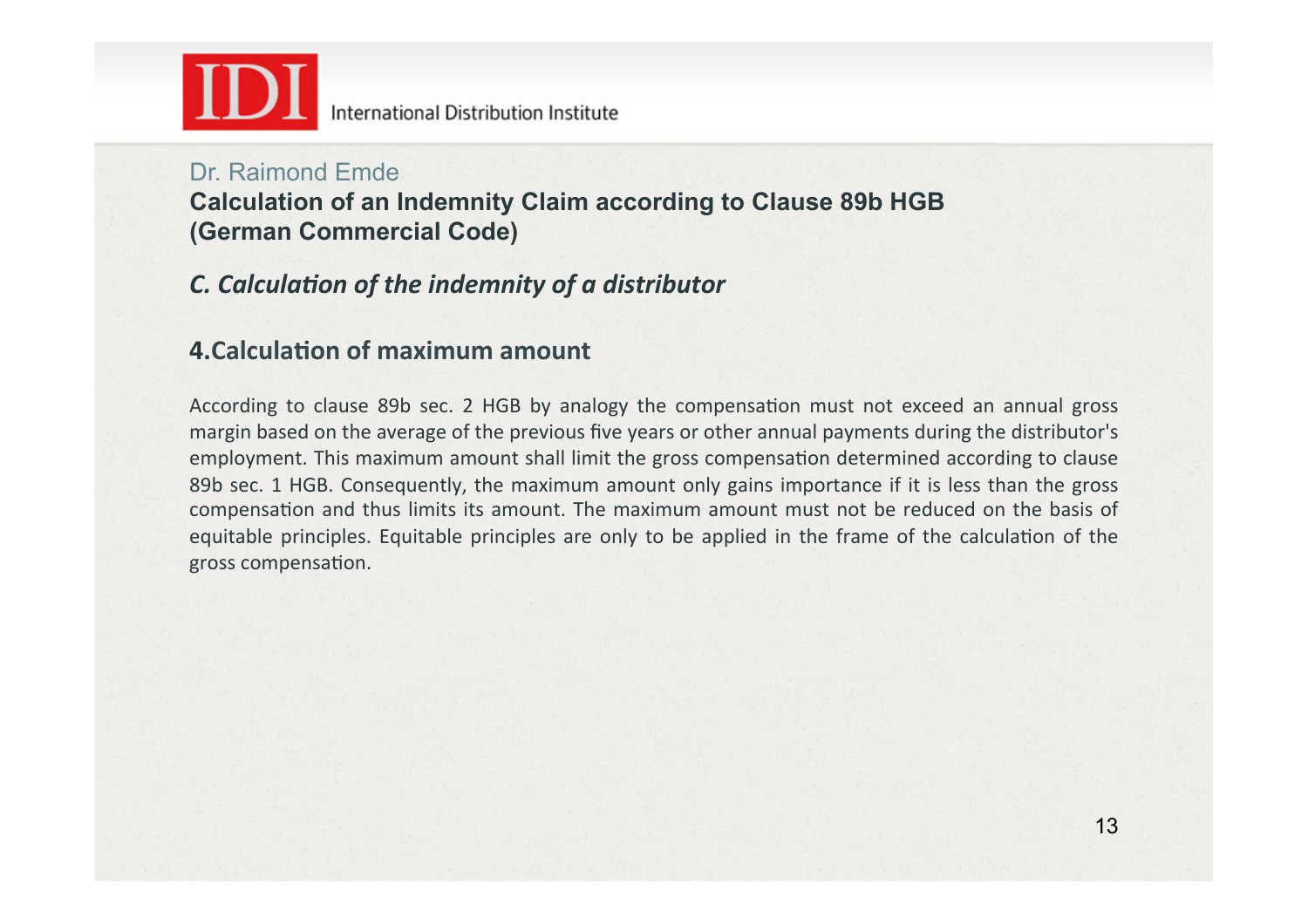Dr. Raimond Emde

**Calculation of an Indemnity Claim according to Clause 89b HGB (German Commercial Code)**

## *C. Calculation of the indemnity of a distributor*

### 4.Calculation of maximum amount

According to clause 89b sec. 2 HGB by analogy the compensation must not exceed an annual gross margin based on the average of the previous five years or other annual payments during the distributor's employment. This maximum amount shall limit the gross compensation determined according to clause 89b sec. 1 HGB. Consequently, the maximum amount only gains importance if it is less than the gross compensation and thus limits its amount. The maximum amount must not be reduced on the basis of equitable principles. Equitable principles are only to be applied in the frame of the calculation of the gross compensation.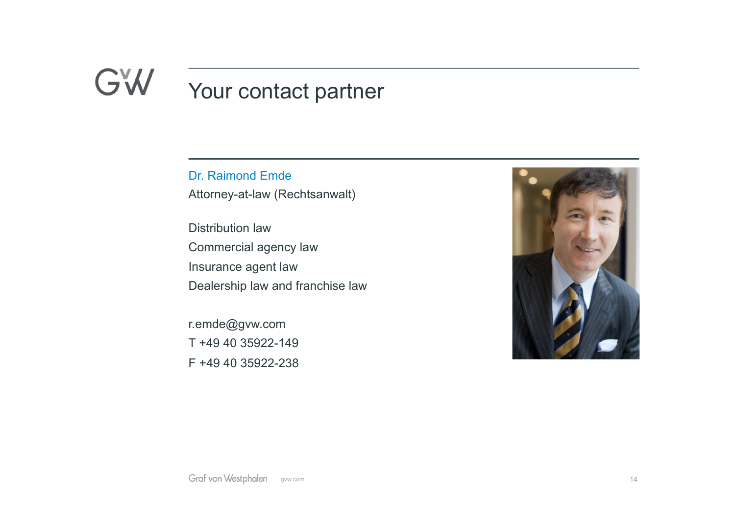# Your contact partner

**Dr. Raimond Emde**

Attorney-at-law (Rechtsanwalt)

Distribution law
Commercial agency law
Insurance agent law
Dealership law and franchise law

r.emde@gvw.com
T +49 40 35922-149
F +49 40 35922-238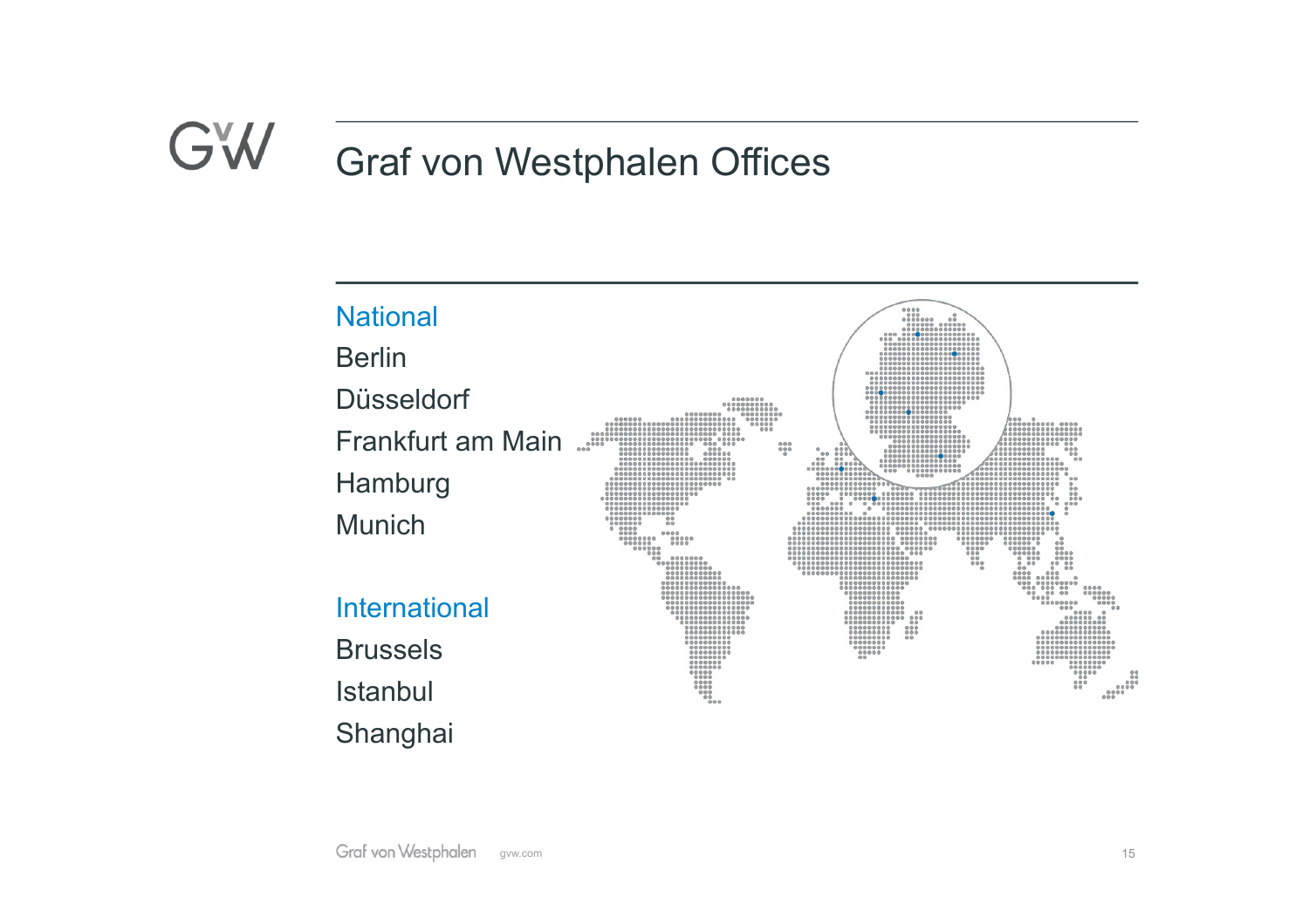# Graf von Westphalen Offices

## National

Berlin
Düsseldorf
Frankfurt am Main
Hamburg
Munich

## International

Brussels
Istanbul
Shanghai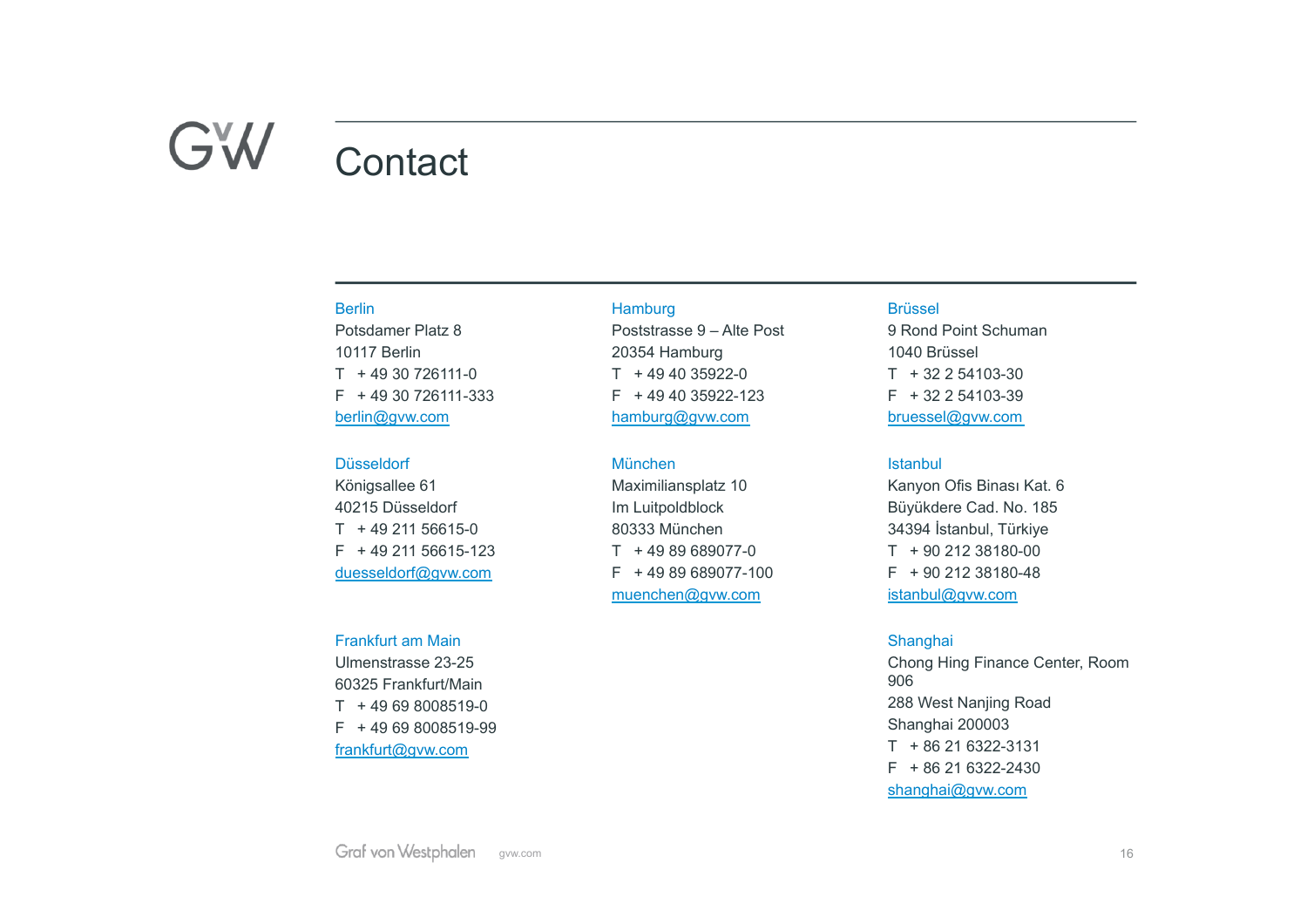# Contact

### Berlin
Potsdamer Platz 8
10117 Berlin
T + 49 30 726111-0
F + 49 30 726111-333
berlin@gvw.com

### Düsseldorf
Königsallee 61
40215 Düsseldorf
T + 49 211 56615-0
F + 49 211 56615-123
duesseldorf@gvw.com

### Frankfurt am Main
Ulmenstrasse 23-25
60325 Frankfurt/Main
T + 49 69 8008519-0
F + 49 69 8008519-99
frankfurt@gvw.com

### Hamburg
Poststrasse 9 – Alte Post
20354 Hamburg
T + 49 40 35922-0
F + 49 40 35922-123
hamburg@gvw.com

### München
Maximiliansplatz 10
Im Luitpoldblock
80333 München
T + 49 89 689077-0
F + 49 89 689077-100
muenchen@gvw.com

### Brüssel
9 Rond Point Schuman
1040 Brüssel
T + 32 2 54103-30
F + 32 2 54103-39
bruessel@gvw.com

### Istanbul
Kanyon Ofis Binası Kat. 6
Büyükdere Cad. No. 185
34394 İstanbul, Türkiye
T + 90 212 38180-00
F + 90 212 38180-48
istanbul@gvw.com

### Shanghai
Chong Hing Finance Center, Room 906
288 West Nanjing Road
Shanghai 200003
T + 86 21 6322-3131
F + 86 21 6322-2430
shanghai@gvw.com